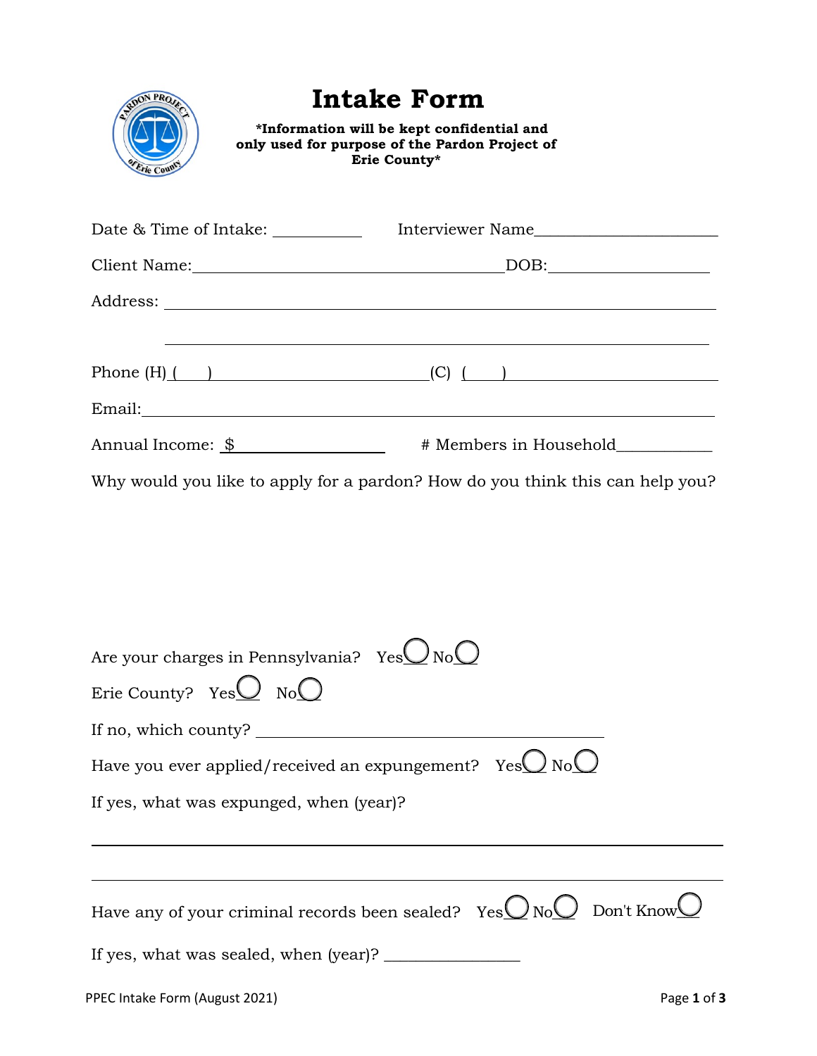# Intake Form

**\*Information will be kept confidential and only used for purpose of the Pardon Project of Erie County\***

Date & Time of Intake: __________ Interviewer Name____________________

Client Name:________________________________DOB:________________

Address: ____________________________________________________________

____________________________________________________________

Phone (H) (    ) ______________________ (C) (    ) ______________________

Email:____________________________________________________________

Annual Income: $ ________________ # Members in Household__________

Why would you like to apply for a pardon? How do you think this can help you?

Are you charges in Pennsylvania? Yes ◯ No ◯

Erie County? Yes ◯ No ◯

If no, which county? ________________________________________

Have you ever applied/received an expungement? Yes ◯ No ◯

If yes, what was expunged, when (year)?

____________________________________________________________

____________________________________________________________

Have any of your criminal records been sealed? Yes ◯ No ◯ Don't Know ◯

If yes, what was sealed, when (year)? _______________

PPEC Intake Form (August 2021)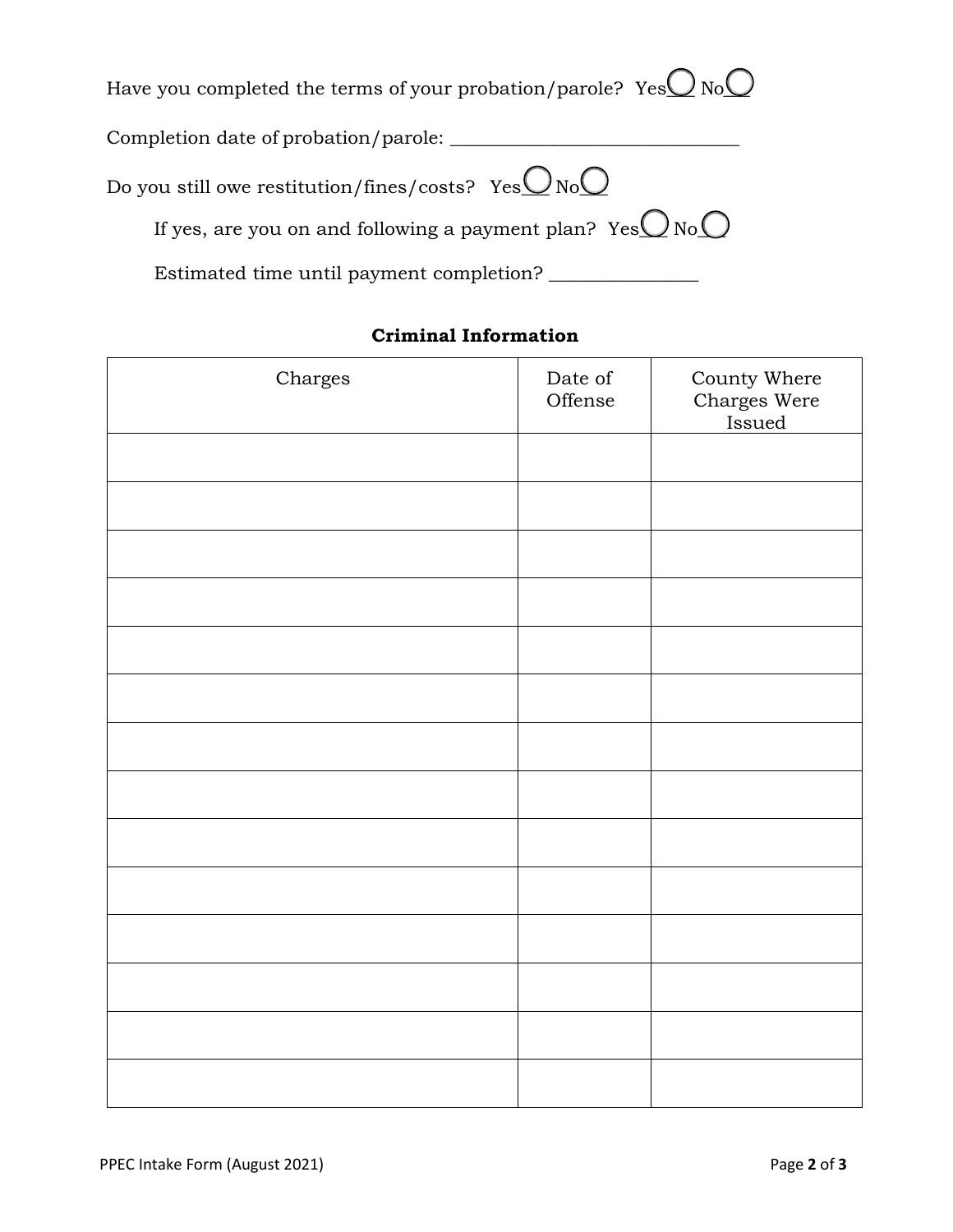Have you completed the terms of your probation/parole? Yes◯ No◯

Completion date of probation/parole: ______________________________

Do you still owe restitution/fines/costs? Yes◯ No◯

If yes, are you on and following a payment plan? Yes◯ No◯

Estimated time until payment completion? _______________

**Criminal Information**

| Charges | Date of Offense | County Where Charges Were Issued |
|---|---|---|
| | | |
| | | |
| | | |
| | | |
| | | |
| | | |
| | | |
| | | |
| | | |
| | | |
| | | |
| | | |
| | | |
| | | |

PPEC Intake Form (August 2021)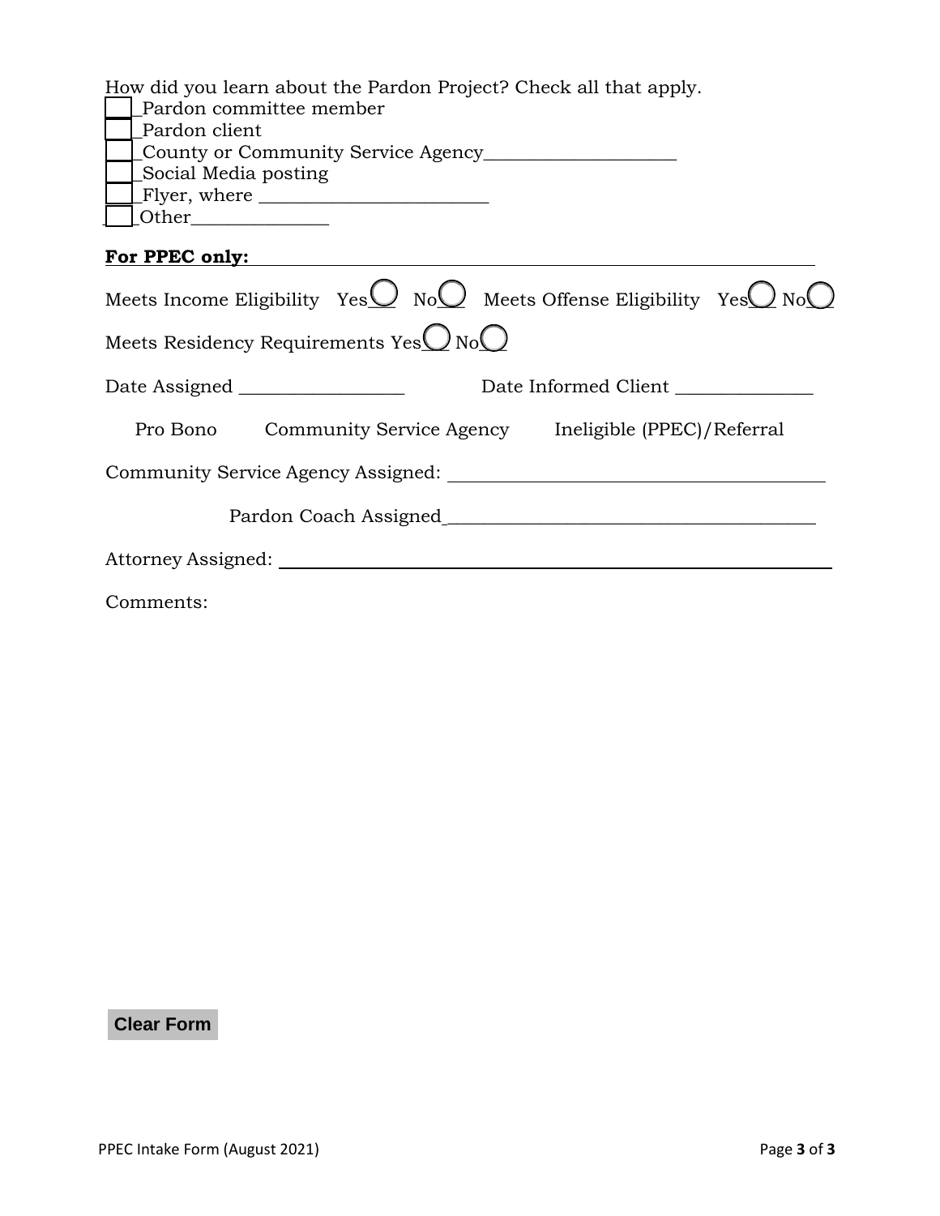How did you learn about the Pardon Project? Check all that apply.

- [ ] Pardon committee member
- [ ] Pardon client
- [ ] County or Community Service Agency____________________
- [ ] Social Media posting
- [ ] Flyer, where ________________________
- [ ] Other______________

**For PPEC only:**

Meets Income Eligibility Yes◯ No◯ Meets Offense Eligibility Yes◯ No◯

Meets Residency Requirements Yes◯ No◯

Date Assigned _________________ Date Informed Client ______________

Pro Bono Community Service Agency Ineligible (PPEC)/Referral

Community Service Agency Assigned: ______________________________________

Pardon Coach Assigned______________________________________

Attorney Assigned: ______________________________________

Comments:

Clear Form